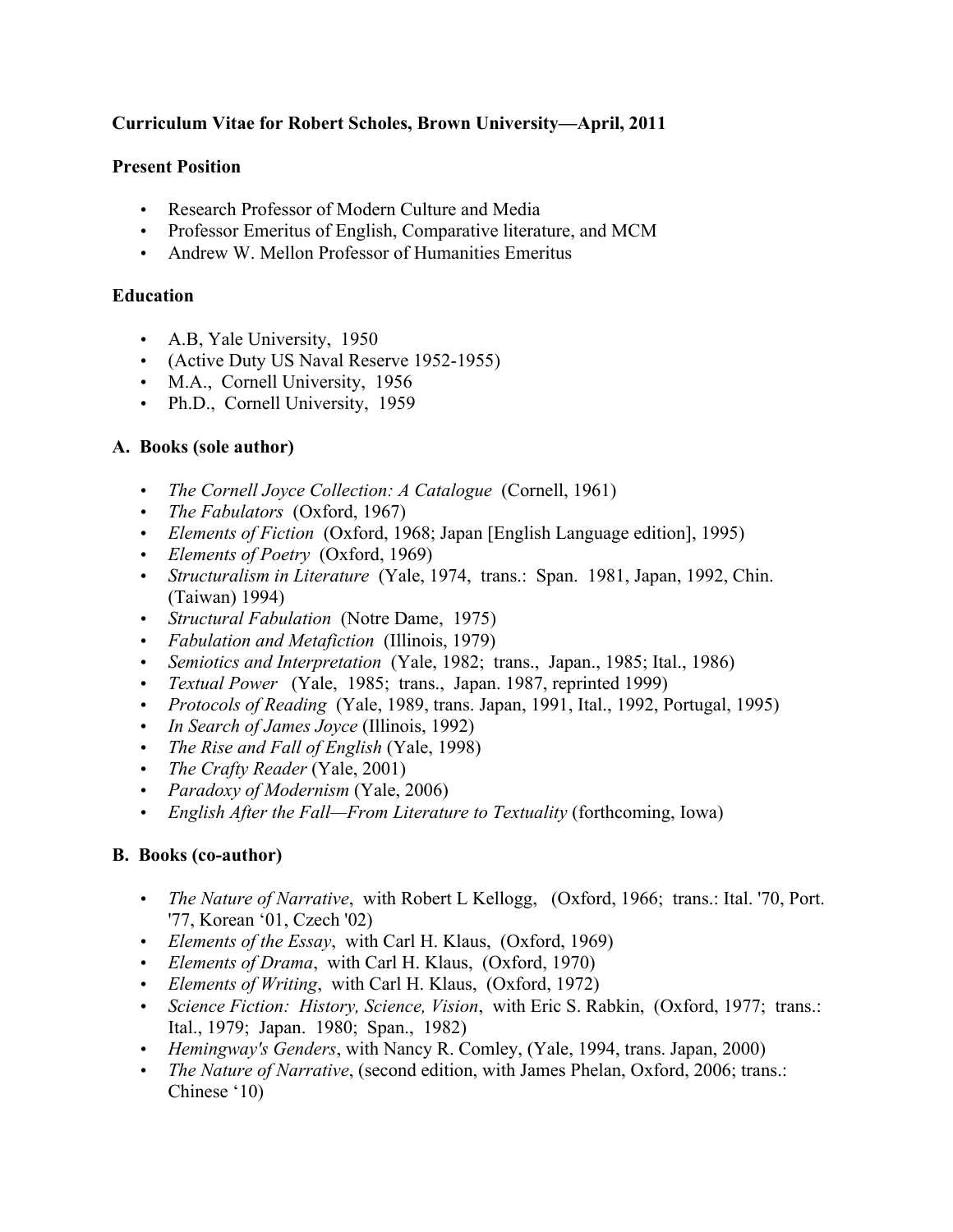**Curriculum Vitae for Robert Scholes, Brown University—April, 2011**

**Present Position**

- Research Professor of Modern Culture and Media
- Professor Emeritus of English, Comparative literature, and MCM
- Andrew W. Mellon Professor of Humanities Emeritus

**Education**

- A.B, Yale University, 1950
- (Active Duty US Naval Reserve 1952-1955)
- M.A., Cornell University, 1956
- Ph.D., Cornell University, 1959

**A. Books (sole author)**

- *The Cornell Joyce Collection: A Catalogue* (Cornell, 1961)
- *The Fabulators* (Oxford, 1967)
- *Elements of Fiction* (Oxford, 1968; Japan [English Language edition], 1995)
- *Elements of Poetry* (Oxford, 1969)
- *Structuralism in Literature* (Yale, 1974, trans.: Span. 1981, Japan, 1992, Chin. (Taiwan) 1994)
- *Structural Fabulation* (Notre Dame, 1975)
- *Fabulation and Metafiction* (Illinois, 1979)
- *Semiotics and Interpretation* (Yale, 1982; trans., Japan., 1985; Ital., 1986)
- *Textual Power* (Yale, 1985; trans., Japan. 1987, reprinted 1999)
- *Protocols of Reading* (Yale, 1989, trans. Japan, 1991, Ital., 1992, Portugal, 1995)
- *In Search of James Joyce* (Illinois, 1992)
- *The Rise and Fall of English* (Yale, 1998)
- *The Crafty Reader* (Yale, 2001)
- *Paradoxy of Modernism* (Yale, 2006)
- *English After the Fall—From Literature to Textuality* (forthcoming, Iowa)

**B. Books (co-author)**

- *The Nature of Narrative*, with Robert L Kellogg, (Oxford, 1966; trans.: Ital. '70, Port. '77, Korean '01, Czech '02)
- *Elements of the Essay*, with Carl H. Klaus, (Oxford, 1969)
- *Elements of Drama*, with Carl H. Klaus, (Oxford, 1970)
- *Elements of Writing*, with Carl H. Klaus, (Oxford, 1972)
- *Science Fiction: History, Science, Vision*, with Eric S. Rabkin, (Oxford, 1977; trans.: Ital., 1979; Japan. 1980; Span., 1982)
- *Hemingway's Genders*, with Nancy R. Comley, (Yale, 1994, trans. Japan, 2000)
- *The Nature of Narrative*, (second edition, with James Phelan, Oxford, 2006; trans.: Chinese '10)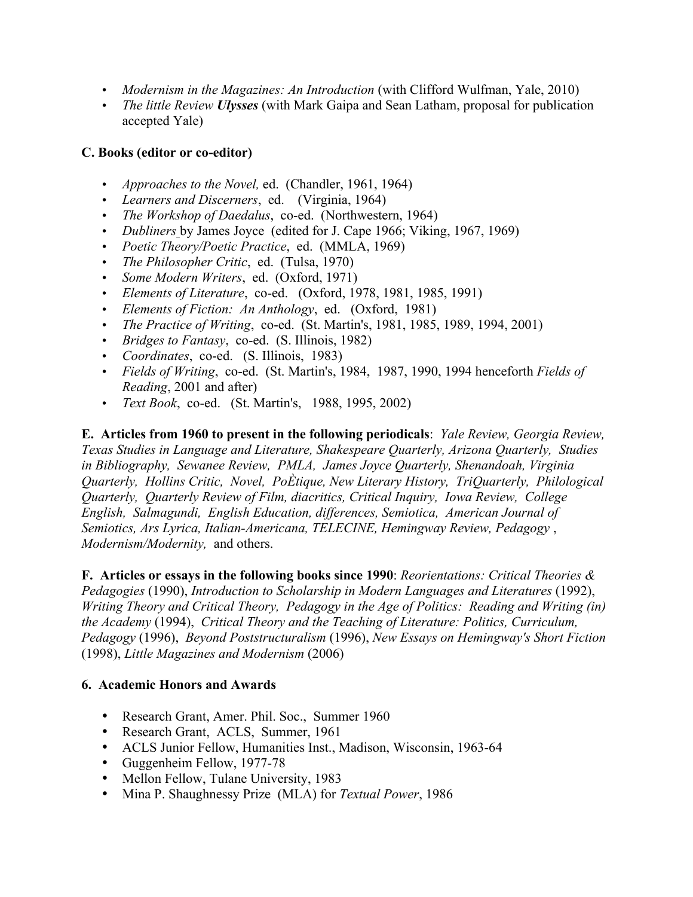- *Modernism in the Magazines: An Introduction* (with Clifford Wulfman, Yale, 2010)
- *The little Review **Ulysses*** (with Mark Gaipa and Sean Latham, proposal for publication accepted Yale)

**C. Books (editor or co-editor)**

- *Approaches to the Novel,* ed. (Chandler, 1961, 1964)
- *Learners and Discerners*, ed. (Virginia, 1964)
- *The Workshop of Daedalus*, co-ed. (Northwestern, 1964)
- *Dubliners* by James Joyce (edited for J. Cape 1966; Viking, 1967, 1969)
- *Poetic Theory/Poetic Practice*, ed. (MMLA, 1969)
- *The Philosopher Critic*, ed. (Tulsa, 1970)
- *Some Modern Writers*, ed. (Oxford, 1971)
- *Elements of Literature*, co-ed. (Oxford, 1978, 1981, 1985, 1991)
- *Elements of Fiction: An Anthology*, ed. (Oxford, 1981)
- *The Practice of Writing*, co-ed. (St. Martin's, 1981, 1985, 1989, 1994, 2001)
- *Bridges to Fantasy*, co-ed. (S. Illinois, 1982)
- *Coordinates*, co-ed. (S. Illinois, 1983)
- *Fields of Writing*, co-ed. (St. Martin's, 1984, 1987, 1990, 1994 henceforth *Fields of Reading*, 2001 and after)
- *Text Book*, co-ed. (St. Martin's, 1988, 1995, 2002)

**E. Articles from 1960 to present in the following periodicals**: *Yale Review, Georgia Review, Texas Studies in Language and Literature, Shakespeare Quarterly, Arizona Quarterly, Studies in Bibliography, Sewanee Review, PMLA, James Joyce Quarterly, Shenandoah, Virginia Quarterly, Hollins Critic, Novel, PoÈtique, New Literary History, TriQuarterly, Philological Quarterly, Quarterly Review of Film, diacritics, Critical Inquiry, Iowa Review, College English, Salmagundi, English Education, differences, Semiotica, American Journal of Semiotics, Ars Lyrica, Italian-Americana, TELECINE, Hemingway Review, Pedagogy*, *Modernism/Modernity,* and others.

**F. Articles or essays in the following books since 1990**: *Reorientations: Critical Theories & Pedagogies* (1990), *Introduction to Scholarship in Modern Languages and Literatures* (1992), *Writing Theory and Critical Theory, Pedagogy in the Age of Politics: Reading and Writing (in) the Academy* (1994), *Critical Theory and the Teaching of Literature: Politics, Curriculum, Pedagogy* (1996), *Beyond Poststructuralism* (1996), *New Essays on Hemingway's Short Fiction* (1998), *Little Magazines and Modernism* (2006)

**6. Academic Honors and Awards**

- Research Grant, Amer. Phil. Soc., Summer 1960
- Research Grant, ACLS, Summer, 1961
- ACLS Junior Fellow, Humanities Inst., Madison, Wisconsin, 1963-64
- Guggenheim Fellow, 1977-78
- Mellon Fellow, Tulane University, 1983
- Mina P. Shaughnessy Prize (MLA) for *Textual Power*, 1986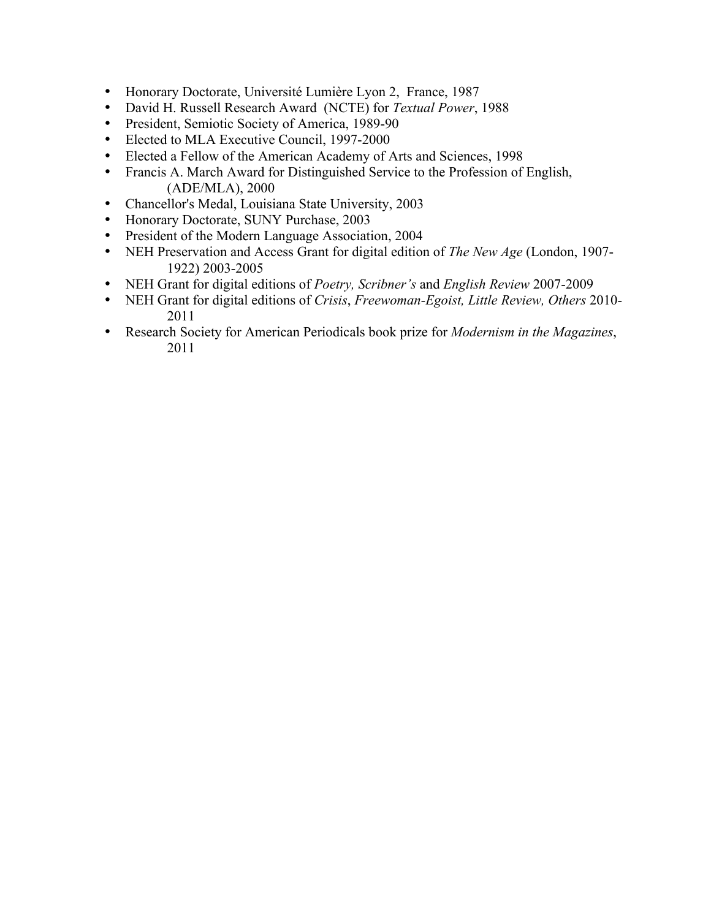- Honorary Doctorate, Université Lumière Lyon 2, France, 1987
- David H. Russell Research Award (NCTE) for *Textual Power*, 1988
- President, Semiotic Society of America, 1989-90
- Elected to MLA Executive Council, 1997-2000
- Elected a Fellow of the American Academy of Arts and Sciences, 1998
- Francis A. March Award for Distinguished Service to the Profession of English, (ADE/MLA), 2000
- Chancellor's Medal, Louisiana State University, 2003
- Honorary Doctorate, SUNY Purchase, 2003
- President of the Modern Language Association, 2004
- NEH Preservation and Access Grant for digital edition of *The New Age* (London, 1907-1922) 2003-2005
- NEH Grant for digital editions of *Poetry, Scribner's* and *English Review* 2007-2009
- NEH Grant for digital editions of *Crisis*, *Freewoman-Egoist, Little Review, Others* 2010-2011
- Research Society for American Periodicals book prize for *Modernism in the Magazines*, 2011